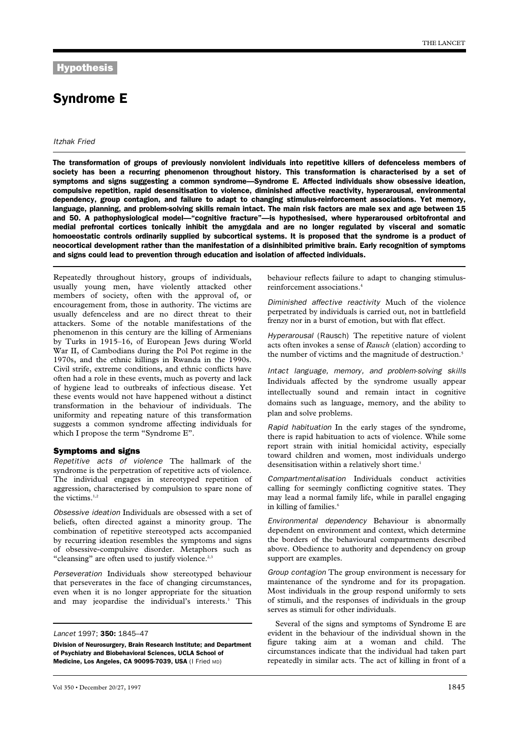**Hypothesis**

# Syndrome E

*Itzhak Fried*

**The transformation of groups of previously nonviolent individuals into repetitive killers of defenceless members of society has been a recurring phenomenon throughout history. This transformation is characterised by a set of symptoms and signs suggesting a common syndrome—Syndrome E. Affected individuals show obsessive ideation, compulsive repetition, rapid desensitisation to violence, diminished affective reactivity, hyperarousal, environmental dependency, group contagion, and failure to adapt to changing stimulus-reinforcement associations. Yet memory, language, planning, and problem-solving skills remain intact. The main risk factors are male sex and age between 15 and 50. A pathophysiological model—"cognitive fracture"—is hypothesised, where hyperaroused orbitofrontal and medial prefrontal cortices tonically inhibit the amygdala and are no longer regulated by visceral and somatic homoeostatic controls ordinarily supplied by subcortical systems. It is proposed that the syndrome is a product of neocortical development rather than the manifestation of a disinhibited primitive brain. Early recognition of symptoms and signs could lead to prevention through education and isolation of affected individuals.**

Repeatedly throughout history, groups of individuals, usually young men, have violently attacked other members of society, often with the approval of, or encouragement from, those in authority. The victims are usually defenceless and are no direct threat to their attackers. Some of the notable manifestations of the phenomenon in this century are the killing of Armenians by Turks in 1915–16, of European Jews during World War II, of Cambodians during the Pol Pot regime in the 1970s, and the ethnic killings in Rwanda in the 1990s. Civil strife, extreme conditions, and ethnic conflicts have often had a role in these events, much as poverty and lack of hygiene lead to outbreaks of infectious disease. Yet these events would not have happened without a distinct transformation in the behaviour of individuals. The uniformity and repeating nature of this transformation suggests a common syndrome affecting individuals for which I propose the term "Syndrome E".

## Symptoms and signs

*Repetitive acts of violence* The hallmark of the syndrome is the perpetration of repetitive acts of violence. The individual engages in stereotyped repetition of aggression, characterised by compulsion to spare none of the victims.[1,2]

*Obsessive ideation* Individuals are obsessed with a set of beliefs, often directed against a minority group. The combination of repetitive stereotyped acts accompanied by recurring ideation resembles the symptoms and signs of obsessive-compulsive disorder. Metaphors such as "cleansing" are often used to justify violence.[2,3]

*Perseveration* Individuals show stereotyped behaviour that perseverates in the face of changing circumstances, even when it is no longer appropriate for the situation and may jeopardise the individual's interests.[3] This behaviour reflects failure to adapt to changing stimulus-reinforcement associations.[4]

*Diminished affective reactivity* Much of the violence perpetrated by individuals is carried out, not in battlefield frenzy nor in a burst of emotion, but with flat effect.

*Hyperarousal* (Rausch) The repetitive nature of violent acts often invokes a sense of *Rausch* (elation) according to the number of victims and the magnitude of destruction.[5]

*Intact language, memory, and problem-solving skills* Individuals affected by the syndrome usually appear intellectually sound and remain intact in cognitive domains such as language, memory, and the ability to plan and solve problems.

*Rapid habituation* In the early stages of the syndrome, there is rapid habituation to acts of violence. While some report strain with initial homicidal activity, especially toward children and women, most individuals undergo desensitisation within a relatively short time.[1]

*Compartmentalisation* Individuals conduct activities calling for seemingly conflicting cognitive states. They may lead a normal family life, while in parallel engaging in killing of families.[6]

*Environmental dependency* Behaviour is abnormally dependent on environment and context, which determine the borders of the behavioural compartments described above. Obedience to authority and dependency on group support are examples.

*Group contagion* The group environment is necessary for maintenance of the syndrome and for its propagation. Most individuals in the group respond uniformly to sets of stimuli, and the responses of individuals in the group serves as stimuli for other individuals.

Several of the signs and symptoms of Syndrome E are evident in the behaviour of the individual shown in the figure taking aim at a woman and child. The circumstances indicate that the individual had taken part repeatedly in similar acts. The act of killing in front of a

*Lancet* 1997; **350:** 1845–47

**Division of Neurosurgery, Brain Research Institute; and Department of Psychiatry and Biobehavioral Sciences, UCLA School of Medicine, Los Angeles, CA 90095-7039, USA** (I Fried MD)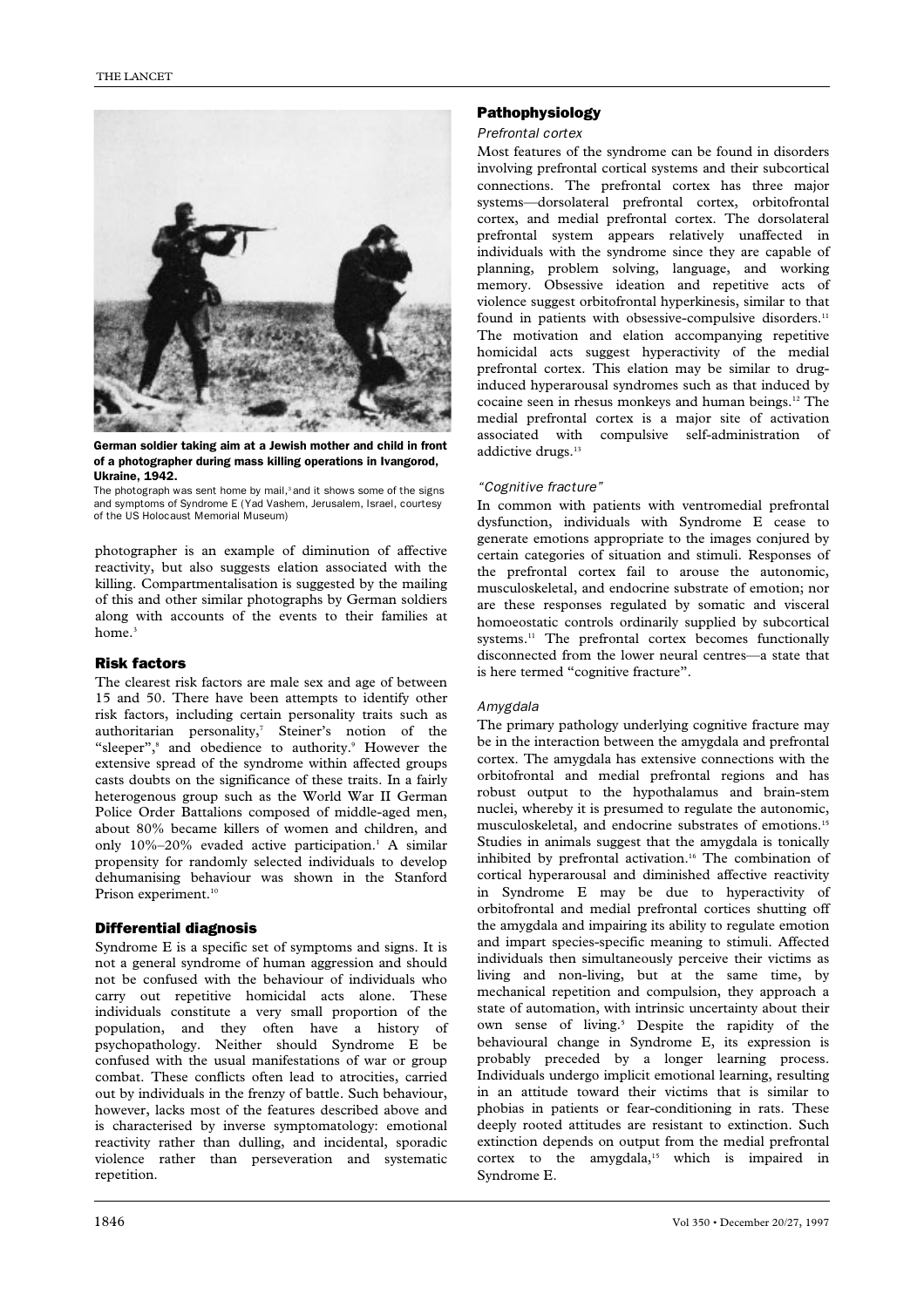German soldier taking aim at a Jewish mother and child in front of a photographer during mass killing operations in Ivangorod, Ukraine, 1942.

The photograph was sent home by mail,[3] and it shows some of the signs and symptoms of Syndrome E (Yad Vashem, Jerusalem, Israel, courtesy of the US Holocaust Memorial Museum)

photographer is an example of diminution of affective reactivity, but also suggests elation associated with the killing. Compartmentalisation is suggested by the mailing of this and other similar photographs by German soldiers along with accounts of the events to their families at home.[3]

## Risk factors

The clearest risk factors are male sex and age of between 15 and 50. There have been attempts to identify other risk factors, including certain personality traits such as authoritarian personality,[7] Steiner's notion of the "sleeper",[8] and obedience to authority.[9] However the extensive spread of the syndrome within affected groups casts doubts on the significance of these traits. In a fairly heterogenous group such as the World War II German Police Order Battalions composed of middle-aged men, about 80% became killers of women and children, and only 10%–20% evaded active participation.[1] A similar propensity for randomly selected individuals to develop dehumanising behaviour was shown in the Stanford Prison experiment.[10]

## Differential diagnosis

Syndrome E is a specific set of symptoms and signs. It is not a general syndrome of human aggression and should not be confused with the behaviour of individuals who carry out repetitive homicidal acts alone. These individuals constitute a very small proportion of the population, and they often have a history of psychopathology. Neither should Syndrome E be confused with the usual manifestations of war or group combat. These conflicts often lead to atrocities, carried out by individuals in the frenzy of battle. Such behaviour, however, lacks most of the features described above and is characterised by inverse symptomatology: emotional reactivity rather than dulling, and incidental, sporadic violence rather than perseveration and systematic repetition.

## Pathophysiology

### *Prefrontal cortex*

Most features of the syndrome can be found in disorders involving prefrontal cortical systems and their subcortical connections. The prefrontal cortex has three major systems—dorsolateral prefrontal cortex, orbitofrontal cortex, and medial prefrontal cortex. The dorsolateral prefrontal system appears relatively unaffected in individuals with the syndrome since they are capable of planning, problem solving, language, and working memory. Obsessive ideation and repetitive acts of violence suggest orbitofrontal hyperkinesis, similar to that found in patients with obsessive-compulsive disorders.[11] The motivation and elation accompanying repetitive homicidal acts suggest hyperactivity of the medial prefrontal cortex. This elation may be similar to drug-induced hyperarousal syndromes such as that induced by cocaine seen in rhesus monkeys and human beings.[12] The medial prefrontal cortex is a major site of activation associated with compulsive self-administration of addictive drugs.[13]

### *"Cognitive fracture"*

In common with patients with ventromedial prefrontal dysfunction, individuals with Syndrome E cease to generate emotions appropriate to the images conjured by certain categories of situation and stimuli. Responses of the prefrontal cortex fail to arouse the autonomic, musculoskeletal, and endocrine substrate of emotion; nor are these responses regulated by somatic and visceral homoeostatic controls ordinarily supplied by subcortical systems.[11] The prefrontal cortex becomes functionally disconnected from the lower neural centres—a state that is here termed "cognitive fracture".

### *Amygdala*

The primary pathology underlying cognitive fracture may be in the interaction between the amygdala and prefrontal cortex. The amygdala has extensive connections with the orbitofrontal and medial prefrontal regions and has robust output to the hypothalamus and brain-stem nuclei, whereby it is presumed to regulate the autonomic, musculoskeletal, and endocrine substrates of emotions.[15] Studies in animals suggest that the amygdala is tonically inhibited by prefrontal activation.[16] The combination of cortical hyperarousal and diminished affective reactivity in Syndrome E may be due to hyperactivity of orbitofrontal and medial prefrontal cortices shutting off the amygdala and impairing its ability to regulate emotion and impart species-specific meaning to stimuli. Affected individuals then simultaneously perceive their victims as living and non-living, but at the same time, by mechanical repetition and compulsion, they approach a state of automation, with intrinsic uncertainty about their own sense of living.[5] Despite the rapidity of the behavioural change in Syndrome E, its expression is probably preceded by a longer learning process. Individuals undergo implicit emotional learning, resulting in an attitude toward their victims that is similar to phobias in patients or fear-conditioning in rats. These deeply rooted attitudes are resistant to extinction. Such extinction depends on output from the medial prefrontal cortex to the amygdala,[15] which is impaired in Syndrome E.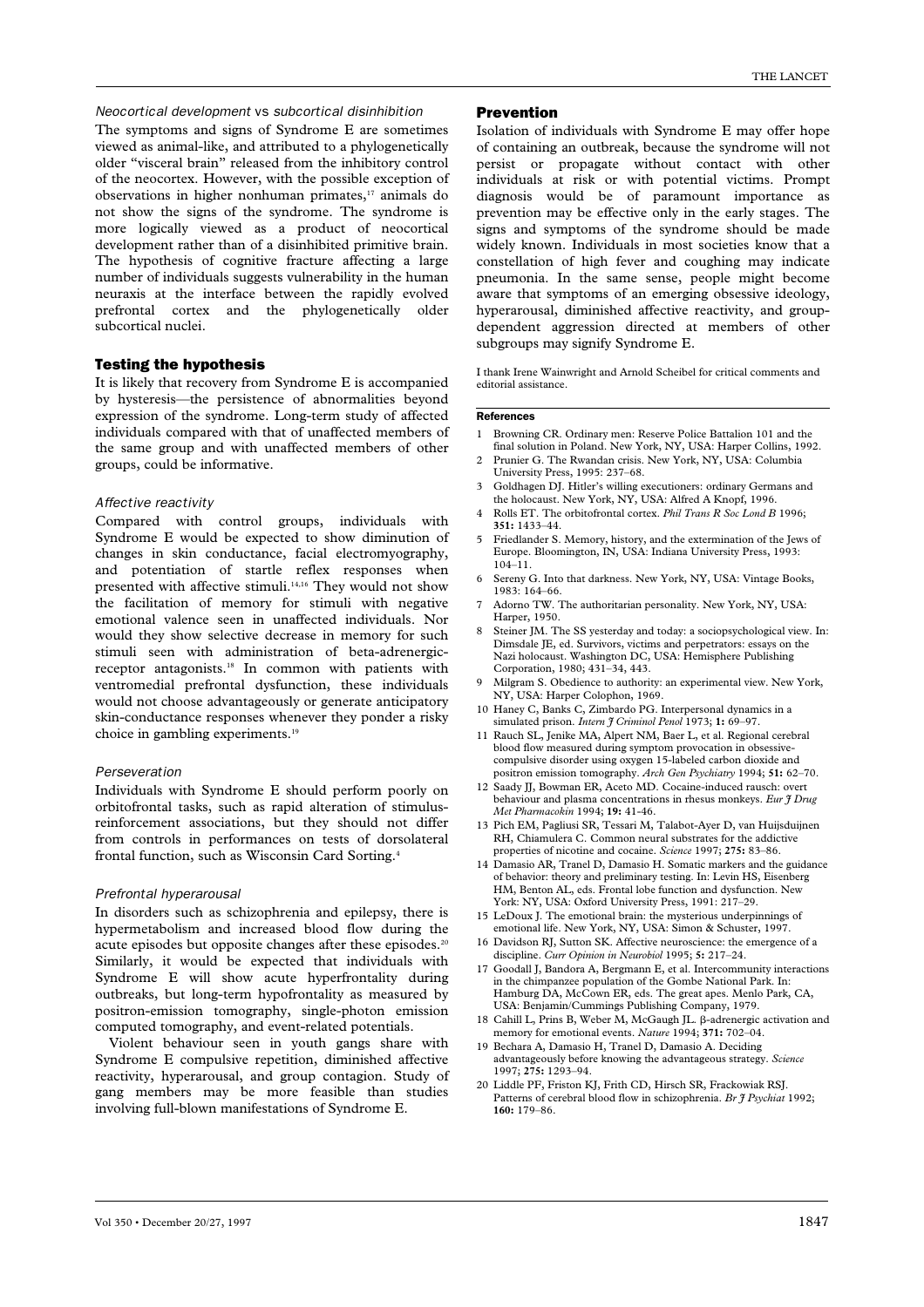### *Neocortical development* vs *subcortical disinhibition*

The symptoms and signs of Syndrome E are sometimes viewed as animal-like, and attributed to a phylogenetically older "visceral brain" released from the inhibitory control of the neocortex. However, with the possible exception of observations in higher nonhuman primates,[17] animals do not show the signs of the syndrome. The syndrome is more logically viewed as a product of neocortical development rather than of a disinhibited primitive brain. The hypothesis of cognitive fracture affecting a large number of individuals suggests vulnerability in the human neuraxis at the interface between the rapidly evolved prefrontal cortex and the phylogenetically older subcortical nuclei.

## Testing the hypothesis

It is likely that recovery from Syndrome E is accompanied by hysteresis—the persistence of abnormalities beyond expression of the syndrome. Long-term study of affected individuals compared with that of unaffected members of the same group and with unaffected members of other groups, could be informative.

### *Affective reactivity*

Compared with control groups, individuals with Syndrome E would be expected to show diminution of changes in skin conductance, facial electromyography, and potentiation of startle reflex responses when presented with affective stimuli.[14,16] They would not show the facilitation of memory for stimuli with negative emotional valence seen in unaffected individuals. Nor would they show selective decrease in memory for such stimuli seen with administration of beta-adrenergic-receptor antagonists.[18] In common with patients with ventromedial prefrontal dysfunction, these individuals would not choose advantageously or generate anticipatory skin-conductance responses whenever they ponder a risky choice in gambling experiments.[19]

### *Perseveration*

Individuals with Syndrome E should perform poorly on orbitofrontal tasks, such as rapid alteration of stimulus-reinforcement associations, but they should not differ from controls in performances on tests of dorsolateral frontal function, such as Wisconsin Card Sorting.[4]

### *Prefrontal hyperarousal*

In disorders such as schizophrenia and epilepsy, there is hypermetabolism and increased blood flow during the acute episodes but opposite changes after these episodes.[20] Similarly, it would be expected that individuals with Syndrome E will show acute hyperfrontality during outbreaks, but long-term hypofrontality as measured by positron-emission tomography, single-photon emission computed tomography, and event-related potentials.

Violent behaviour seen in youth gangs share with Syndrome E compulsive repetition, diminished affective reactivity, hyperarousal, and group contagion. Study of gang members may be more feasible than studies involving full-blown manifestations of Syndrome E.

## Prevention

Isolation of individuals with Syndrome E may offer hope of containing an outbreak, because the syndrome will not persist or propagate without contact with other individuals at risk or with potential victims. Prompt diagnosis would be of paramount importance as prevention may be effective only in the early stages. The signs and symptoms of the syndrome should be made widely known. Individuals in most societies know that a constellation of high fever and coughing may indicate pneumonia. In the same sense, people might become aware that symptoms of an emerging obsessive ideology, hyperarousal, diminished affective reactivity, and group-dependent aggression directed at members of other subgroups may signify Syndrome E.

I thank Irene Wainwright and Arnold Scheibel for critical comments and editorial assistance.

#### References

1. Browning CR. Ordinary men: Reserve Police Battalion 101 and the final solution in Poland. New York, NY, USA: Harper Collins, 1992.
2. Prunier G. The Rwandan crisis. New York, NY, USA: Columbia University Press, 1995: 237–68.
3. Goldhagen DJ. Hitler's willing executioners: ordinary Germans and the holocaust. New York, NY, USA: Alfred A Knopf, 1996.
4. Rolls ET. The orbitofrontal cortex. *Phil Trans R Soc Lond B* 1996; **351:** 1433–44.
5. Friedlander S. Memory, history, and the extermination of the Jews of Europe. Bloomington, IN, USA: Indiana University Press, 1993: 104–11.
6. Sereny G. Into that darkness. New York, NY, USA: Vintage Books, 1983: 164–66.
7. Adorno TW. The authoritarian personality. New York, NY, USA: Harper, 1950.
8. Steiner JM. The SS yesterday and today: a sociopsychological view. In: Dimsdale JE, ed. Survivors, victims and perpetrators: essays on the Nazi holocaust. Washington DC, USA: Hemisphere Publishing Corporation, 1980; 431–34, 443.
9. Milgram S. Obedience to authority: an experimental view. New York, NY, USA: Harper Colophon, 1969.
10. Haney C, Banks C, Zimbardo PG. Interpersonal dynamics in a simulated prison. *Intern J Criminol Penol* 1973; **1:** 69–97.
11. Rauch SL, Jenike MA, Alpert NM, Baer L, et al. Regional cerebral blood flow measured during symptom provocation in obsessive-compulsive disorder using oxygen 15-labeled carbon dioxide and positron emission tomography. *Arch Gen Psychiatry* 1994; **51:** 62–70.
12. Saady JJ, Bowman ER, Aceto MD. Cocaine-induced rausch: overt behaviour and plasma concentrations in rhesus monkeys. *Eur J Drug Met Pharmacokin* 1994; **19:** 41-46.
13. Pich EM, Pagliusi SR, Tessari M, Talabot-Ayer D, van Huijsduijnen RH, Chiamulera C. Common neural substrates for the addictive properties of nicotine and cocaine. *Science* 1997; **275:** 83–86.
14. Damasio AR, Tranel D, Damasio H. Somatic markers and the guidance of behavior: theory and preliminary testing. In: Levin HS, Eisenberg HM, Benton AL, eds. Frontal lobe function and dysfunction. New York: NY, USA: Oxford University Press, 1991: 217–29.
15. LeDoux J. The emotional brain: the mysterious underpinnings of emotional life. New York, NY, USA: Simon & Schuster, 1997.
16. Davidson RJ, Sutton SK. Affective neuroscience: the emergence of a discipline. *Curr Opinion in Neurobiol* 1995; **5:** 217–24.
17. Goodall J, Bandora A, Bergmann E, et al. Intercommunity interactions in the chimpanzee population of the Gombe National Park. In: Hamburg DA, McCown ER, eds. The great apes. Menlo Park, CA, USA: Benjamin/Cummings Publishing Company, 1979.
18. Cahill L, Prins B, Weber M, McGaugh JL. β-adrenergic activation and memory for emotional events. *Nature* 1994; **371:** 702–04.
19. Bechara A, Damasio H, Tranel D, Damasio A. Deciding advantageously before knowing the advantageous strategy. *Science* 1997; **275:** 1293–94.
20. Liddle PF, Friston KJ, Frith CD, Hirsch SR, Frackowiak RSJ. Patterns of cerebral blood flow in schizophrenia. *Br J Psychiat* 1992; **160:** 179–86.